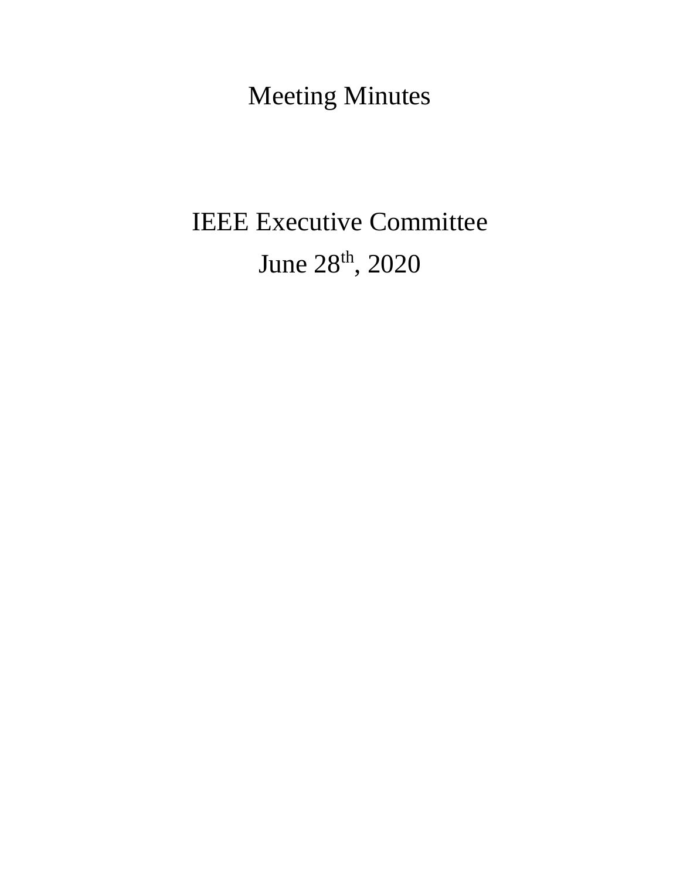# Meeting Minutes

## IEEE Executive Committee

## June 28th, 2020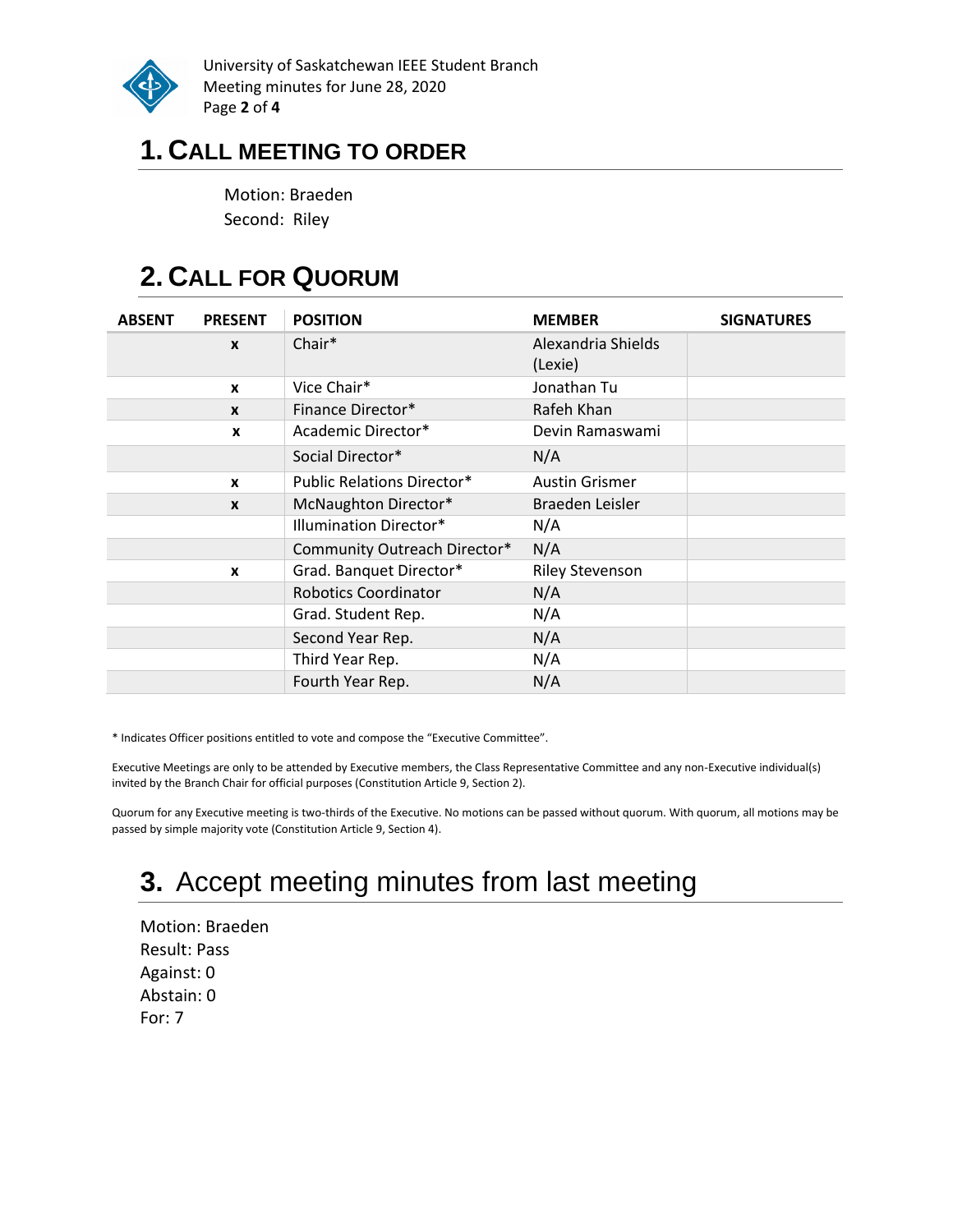# 1. CALL MEETING TO ORDER

Motion: Braeden
Second: Riley

# 2. CALL FOR QUORUM

| ABSENT | PRESENT | POSITION | MEMBER | SIGNATURES |
|---|---|---|---|---|
| | x | Chair* | Alexandria Shields (Lexie) | |
| | x | Vice Chair* | Jonathan Tu | |
| | x | Finance Director* | Rafeh Khan | |
| | x | Academic Director* | Devin Ramaswami | |
| | | Social Director* | N/A | |
| | x | Public Relations Director* | Austin Grismer | |
| | x | McNaughton Director* | Braeden Leisler | |
| | | Illumination Director* | N/A | |
| | | Community Outreach Director* | N/A | |
| | x | Grad. Banquet Director* | Riley Stevenson | |
| | | Robotics Coordinator | N/A | |
| | | Grad. Student Rep. | N/A | |
| | | Second Year Rep. | N/A | |
| | | Third Year Rep. | N/A | |
| | | Fourth Year Rep. | N/A | |

* Indicates Officer positions entitled to vote and compose the "Executive Committee".

Executive Meetings are only to be attended by Executive members, the Class Representative Committee and any non-Executive individual(s) invited by the Branch Chair for official purposes (Constitution Article 9, Section 2).

Quorum for any Executive meeting is two-thirds of the Executive. No motions can be passed without quorum. With quorum, all motions may be passed by simple majority vote (Constitution Article 9, Section 4).

# 3. Accept meeting minutes from last meeting

Motion: Braeden
Result: Pass
Against: 0
Abstain: 0
For: 7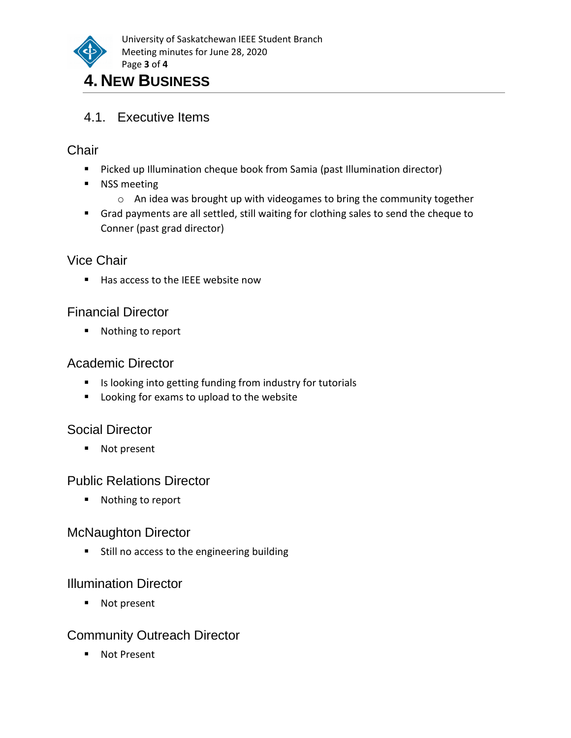# 4. New Business

## 4.1. Executive Items

### Chair

- Picked up Illumination cheque book from Samia (past Illumination director)
- NSS meeting
  - An idea was brought up with videogames to bring the community together
- Grad payments are all settled, still waiting for clothing sales to send the cheque to Conner (past grad director)

### Vice Chair

- Has access to the IEEE website now

### Financial Director

- Nothing to report

### Academic Director

- Is looking into getting funding from industry for tutorials
- Looking for exams to upload to the website

### Social Director

- Not present

### Public Relations Director

- Nothing to report

### McNaughton Director

- Still no access to the engineering building

### Illumination Director

- Not present

### Community Outreach Director

- Not Present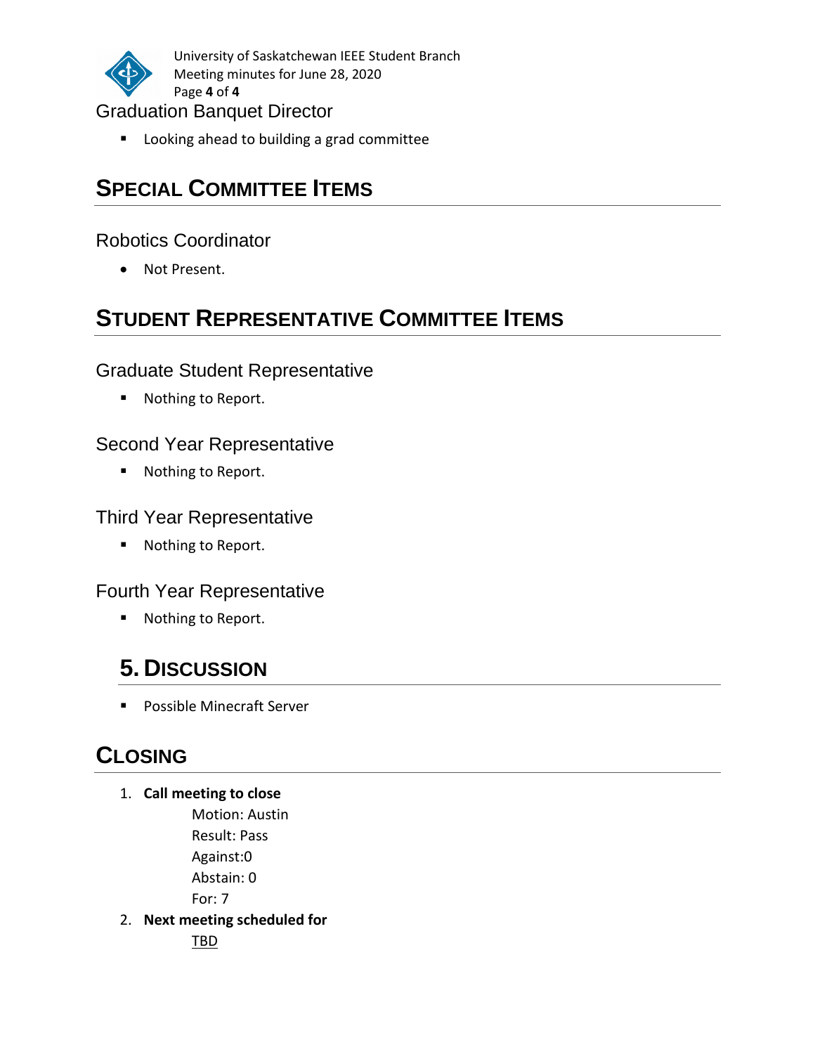### Graduation Banquet Director

- Looking ahead to building a grad committee

## Special Committee Items

### Robotics Coordinator

- Not Present.

## Student Representative Committee Items

### Graduate Student Representative

- Nothing to Report.

### Second Year Representative

- Nothing to Report.

### Third Year Representative

- Nothing to Report.

### Fourth Year Representative

- Nothing to Report.

## 5. Discussion

- Possible Minecraft Server

## Closing

1. **Call meeting to close**
   Motion: Austin
   Result: Pass
   Against:0
   Abstain: 0
   For: 7
2. **Next meeting scheduled for**
   TBD